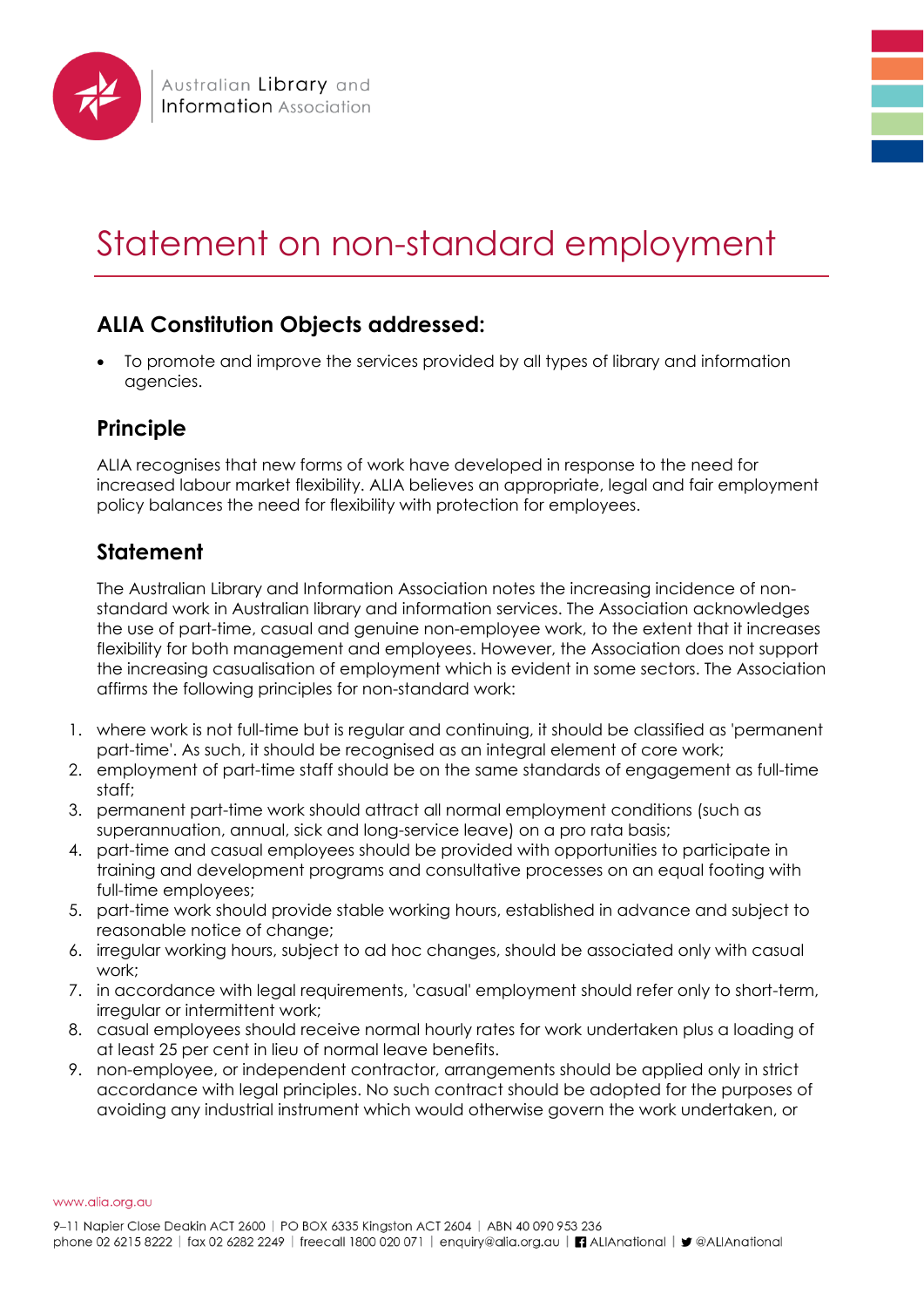# Statement on non-standard employment

## ALIA Constitution Objects addressed:

- To promote and improve the services provided by all types of library and information agencies.

## Principle

ALIA recognises that new forms of work have developed in response to the need for increased labour market flexibility. ALIA believes an appropriate, legal and fair employment policy balances the need for flexibility with protection for employees.

## Statement

The Australian Library and Information Association notes the increasing incidence of non-standard work in Australian library and information services. The Association acknowledges the use of part-time, casual and genuine non-employee work, to the extent that it increases flexibility for both management and employees. However, the Association does not support the increasing casualisation of employment which is evident in some sectors. The Association affirms the following principles for non-standard work:

1. where work is not full-time but is regular and continuing, it should be classified as 'permanent part-time'. As such, it should be recognised as an integral element of core work;
2. employment of part-time staff should be on the same standards of engagement as full-time staff;
3. permanent part-time work should attract all normal employment conditions (such as superannuation, annual, sick and long-service leave) on a pro rata basis;
4. part-time and casual employees should be provided with opportunities to participate in training and development programs and consultative processes on an equal footing with full-time employees;
5. part-time work should provide stable working hours, established in advance and subject to reasonable notice of change;
6. irregular working hours, subject to ad hoc changes, should be associated only with casual work;
7. in accordance with legal requirements, 'casual' employment should refer only to short-term, irregular or intermittent work;
8. casual employees should receive normal hourly rates for work undertaken plus a loading of at least 25 per cent in lieu of normal leave benefits.
9. non-employee, or independent contractor, arrangements should be applied only in strict accordance with legal principles. No such contract should be adopted for the purposes of avoiding any industrial instrument which would otherwise govern the work undertaken, or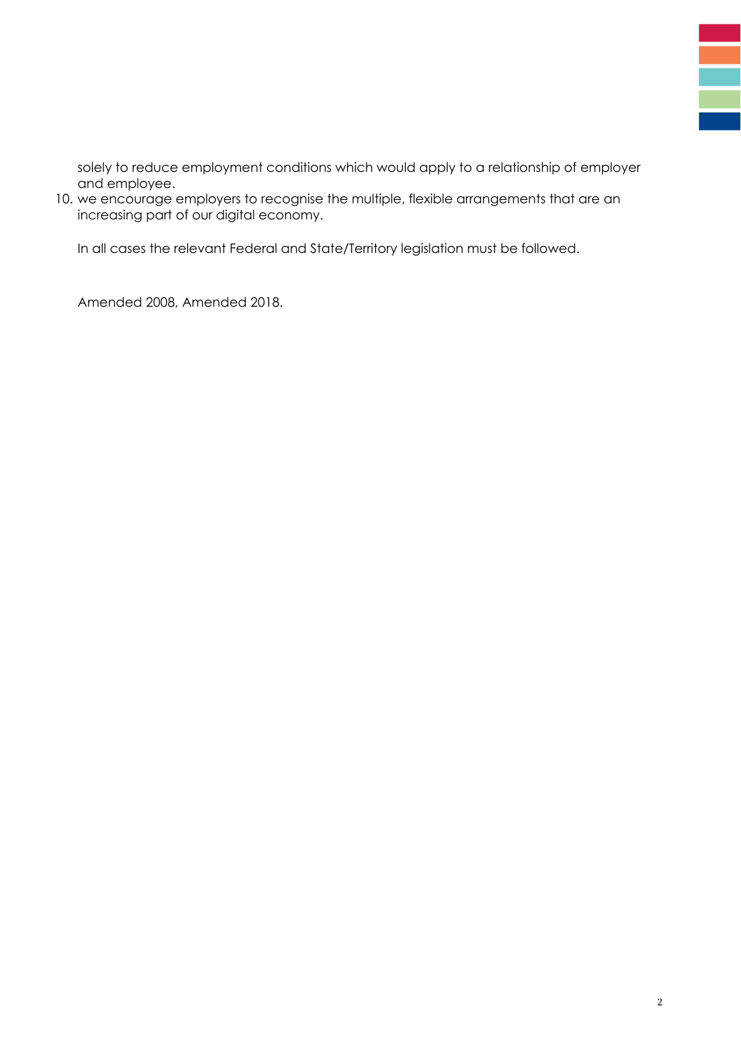solely to reduce employment conditions which would apply to a relationship of employer and employee.

10. we encourage employers to recognise the multiple, flexible arrangements that are an increasing part of our digital economy.

In all cases the relevant Federal and State/Territory legislation must be followed.

Amended 2008, Amended 2018.